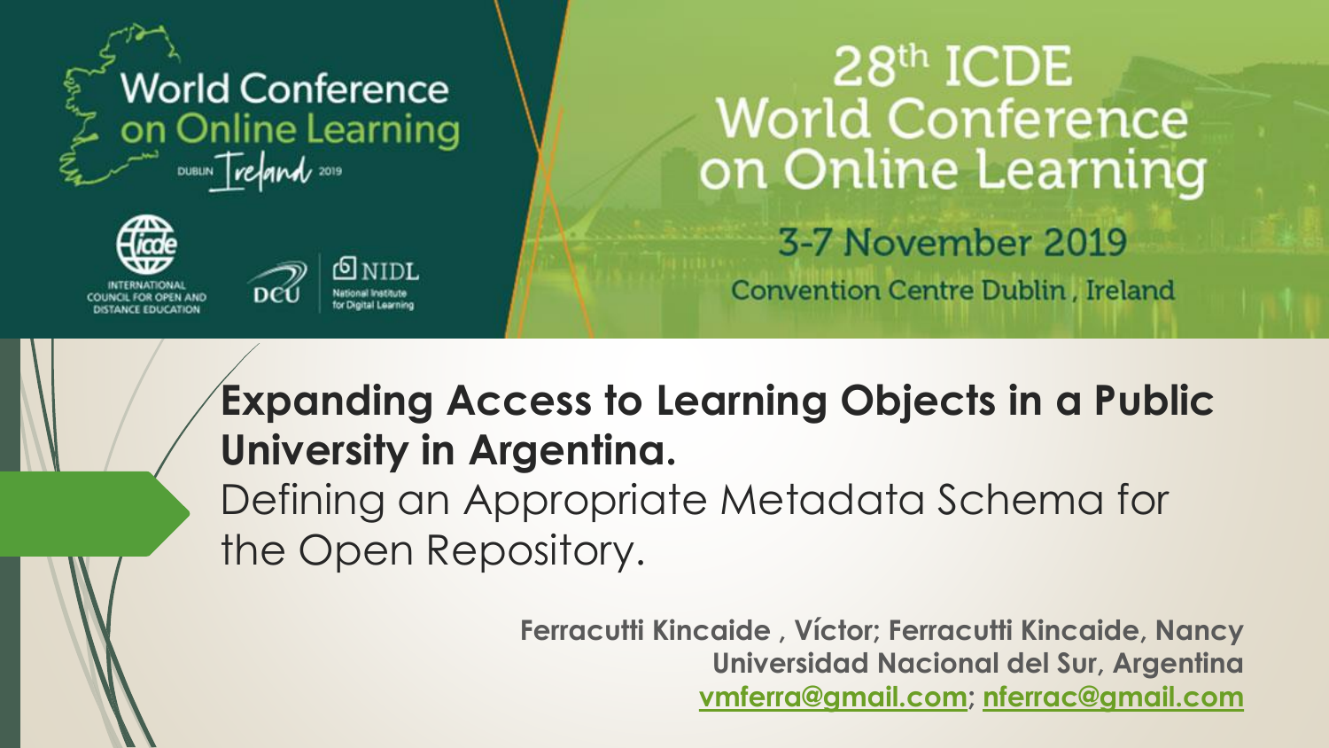World Conference on Online Learning

Dublin Ireland 2019

International Council for Open and Distance Education

DCU

NIDL National Institute for Digital Learning

28th ICDE World Conference on Online Learning

3-7 November 2019

Convention Centre Dublin, Ireland

# Expanding Access to Learning Objects in a Public University in Argentina.

## Defining an Appropriate Metadata Schema for the Open Repository.

**Ferracutti Kincaide , Víctor; Ferracutti Kincaide, Nancy**

**Universidad Nacional del Sur, Argentina**

**vmferra@gmail.com; nferrac@gmail.com**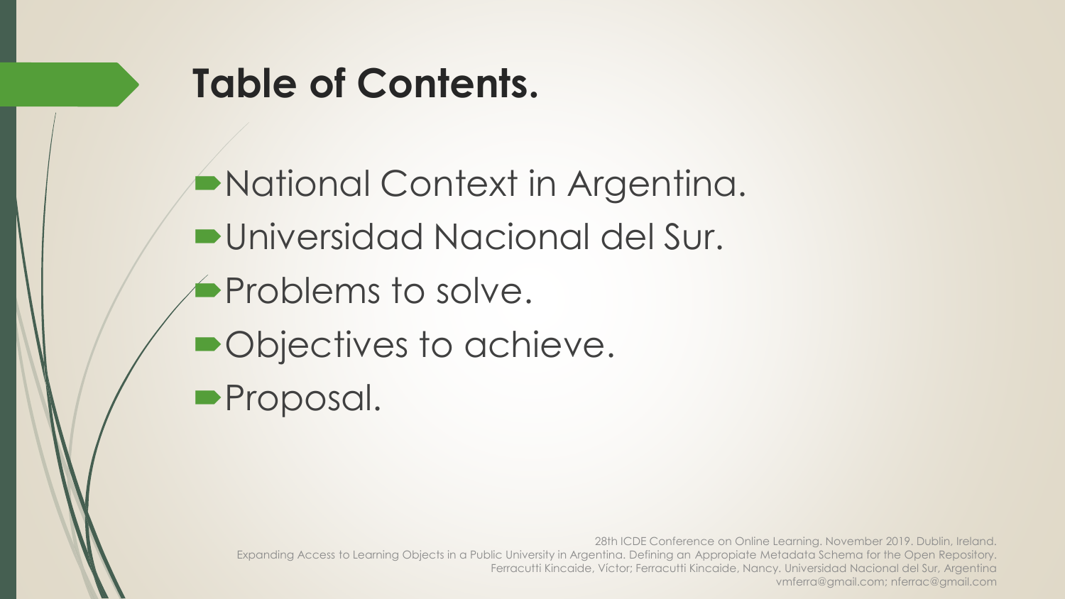# Table of Contents.

- National Context in Argentina.
- Universidad Nacional del Sur.
- Problems to solve.
- Objectives to achieve.
- Proposal.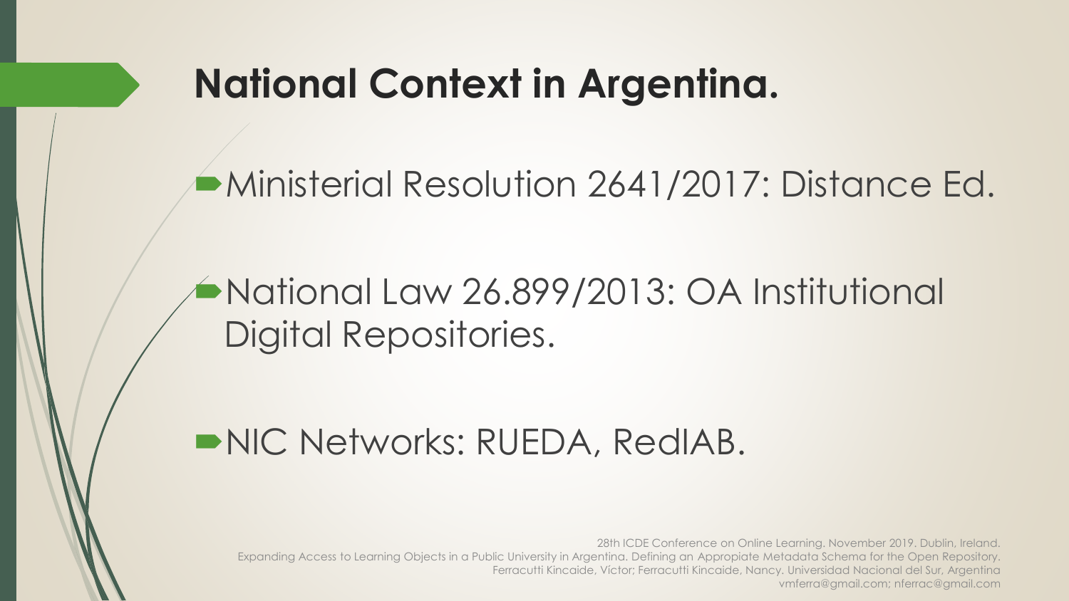# National Context in Argentina.

- Ministerial Resolution 2641/2017: Distance Ed.
- National Law 26.899/2013: OA Institutional Digital Repositories.
- NIC Networks: RUEDA, RedIAB.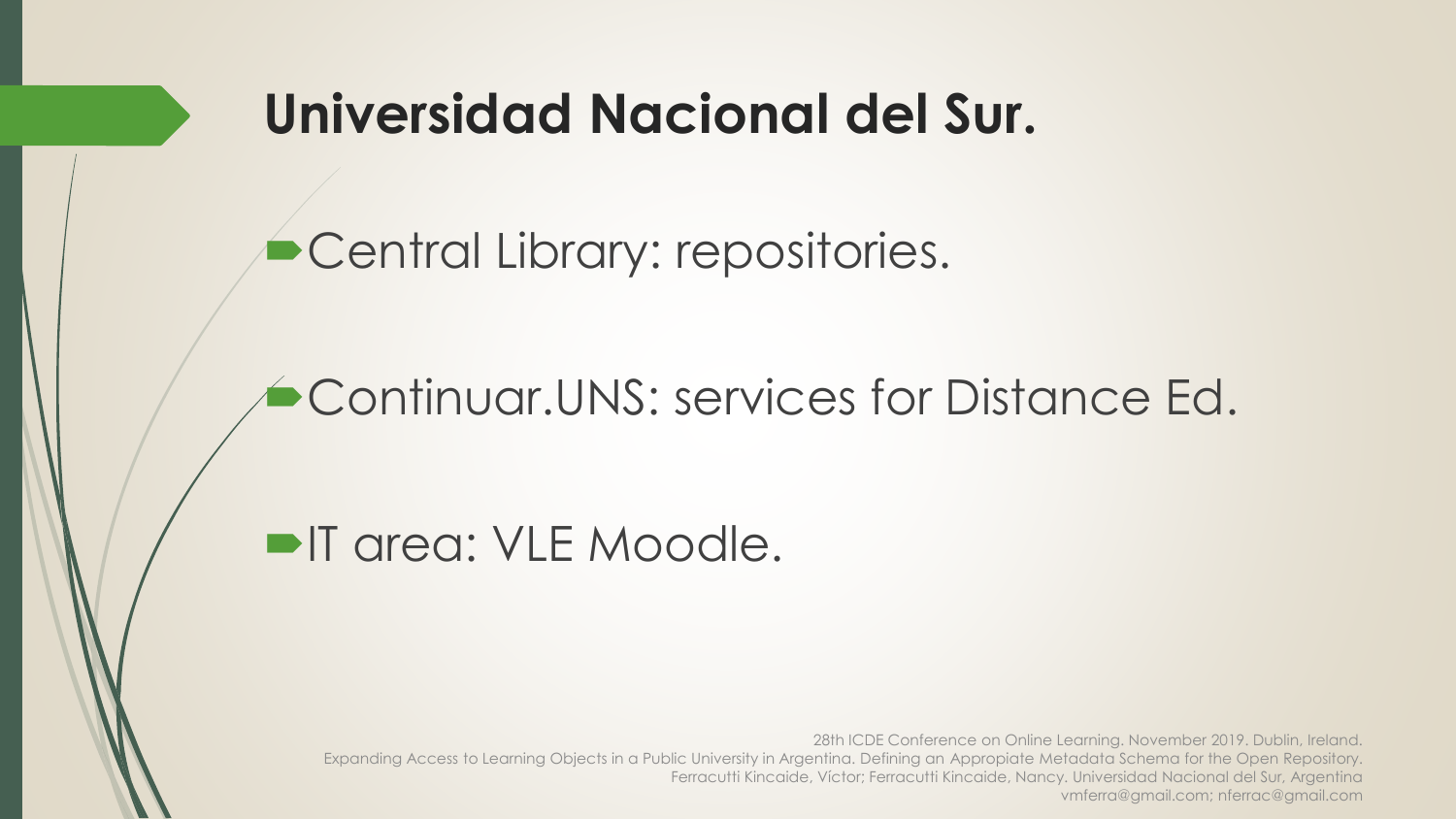# Universidad Nacional del Sur.

- Central Library: repositories.
- Continuar.UNS: services for Distance Ed.
- IT area: VLE Moodle.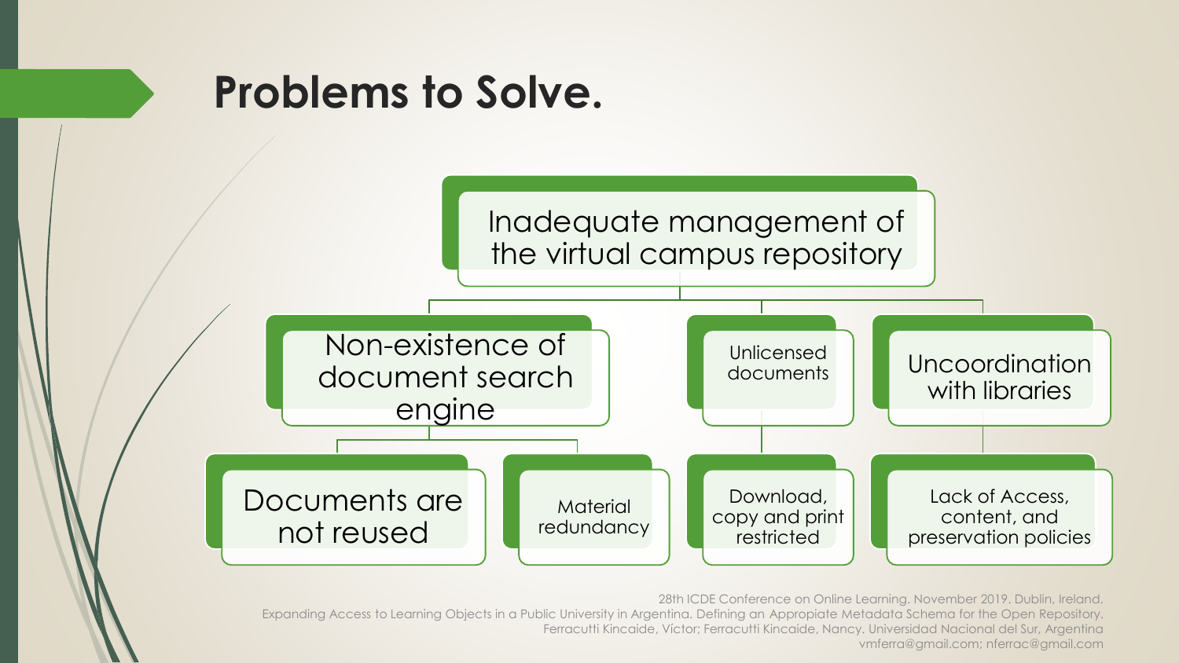# Problems to Solve.

- Inadequate management of the virtual campus repository
  - Non-existence of document search engine
    - Documents are not reused
    - Material redundancy
  - Unlicensed documents
    - Download, copy and print restricted
  - Uncoordination with libraries
    - Lack of Access, content, and preservation policies

28th ICDE Conference on Online Learning. November 2019. Dublin, Ireland.
Expanding Access to Learning Objects in a Public University in Argentina. Defining an Appropriate Metadata Schema for the Open Repository.
Ferracutti Kincaide, Víctor; Ferracutti Kincaide, Nancy. Universidad Nacional del Sur, Argentina
vmferra@gmail.com; nferrac@gmail.com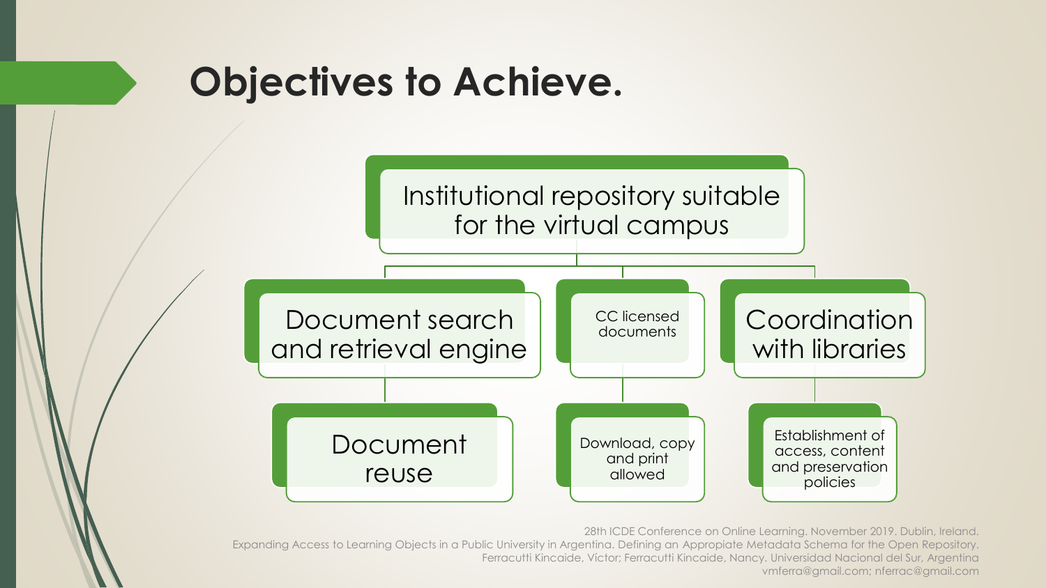# Objectives to Achieve.

- Institutional repository suitable for the virtual campus
  - Document search and retrieval engine
    - Document reuse
  - CC licensed documents
    - Download, copy and print allowed
  - Coordination with libraries
    - Establishment of access, content and preservation policies

28th ICDE Conference on Online Learning. November 2019. Dublin, Ireland.
Expanding Access to Learning Objects in a Public University in Argentina. Defining an Appropriate Metadata Schema for the Open Repository.
Ferracutti Kincaide, Víctor; Ferracutti Kincaide, Nancy. Universidad Nacional del Sur, Argentina
vmferra@gmail.com; nferrac@gmail.com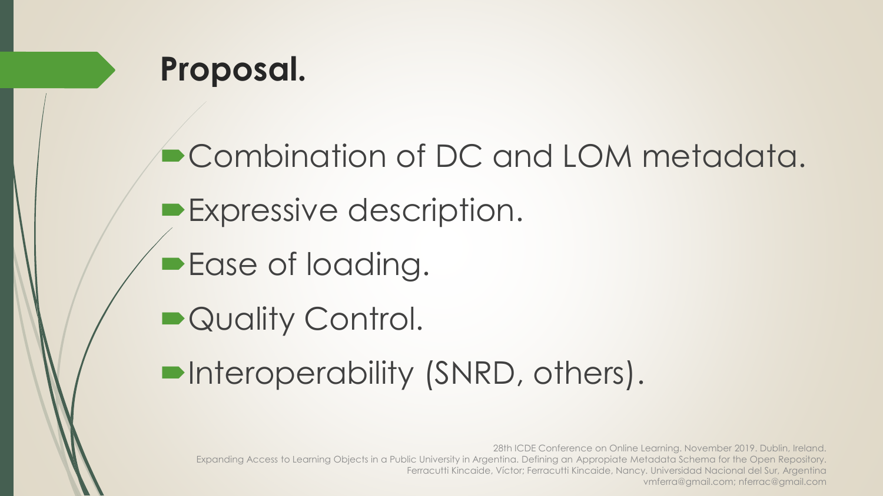# Proposal.

- Combination of DC and LOM metadata.
- Expressive description.
- Ease of loading.
- Quality Control.
- Interoperability (SNRD, others).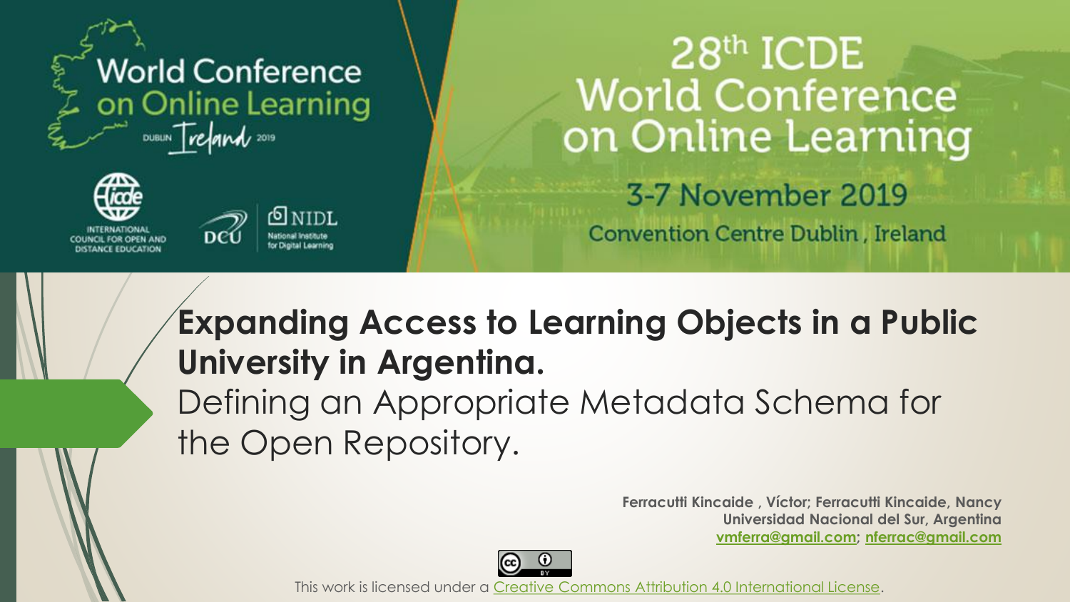World Conference on Online Learning

DUBLIN Ireland 2019

INTERNATIONAL COUNCIL FOR OPEN AND DISTANCE EDUCATION

DCU

NIDL National Institute for Digital Learning

# 28th ICDE World Conference on Online Learning

3-7 November 2019

Convention Centre Dublin, Ireland

## Expanding Access to Learning Objects in a Public University in Argentina.

Defining an Appropriate Metadata Schema for the Open Repository.

**Ferracutti Kincaide , Víctor; Ferracutti Kincaide, Nancy**
**Universidad Nacional del Sur, Argentina**
**vmferra@gmail.com; nferrac@gmail.com**

This work is licensed under a Creative Commons Attribution 4.0 International License.